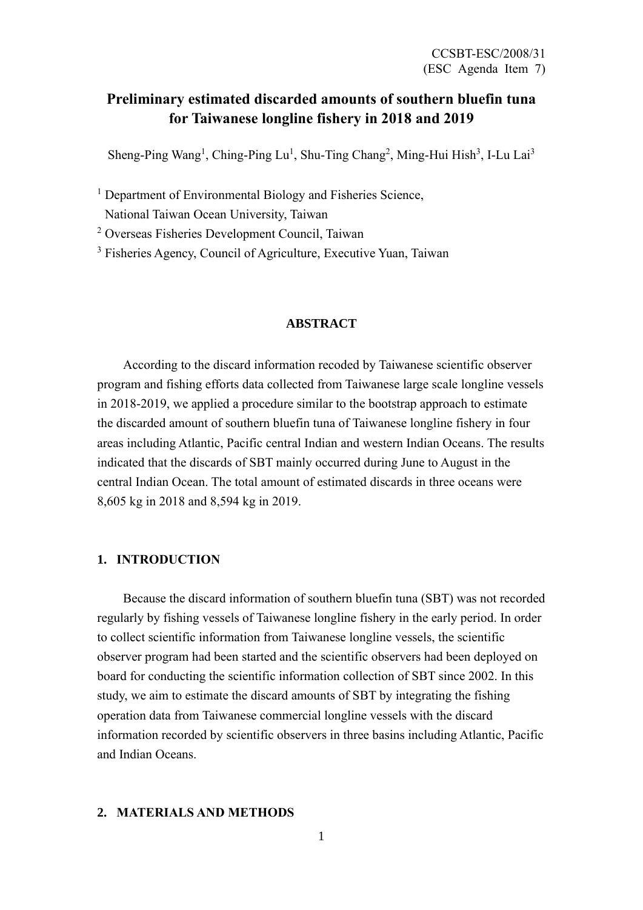CCSBT-ESC/2008/31
(ESC Agenda Item 7)

# Preliminary estimated discarded amounts of southern bluefin tuna for Taiwanese longline fishery in 2018 and 2019

Sheng-Ping Wang[1], Ching-Ping Lu[1], Shu-Ting Chang[2], Ming-Hui Hish[3], I-Lu Lai[3]

[1] Department of Environmental Biology and Fisheries Science, National Taiwan Ocean University, Taiwan

[2] Overseas Fisheries Development Council, Taiwan

[3] Fisheries Agency, Council of Agriculture, Executive Yuan, Taiwan

## ABSTRACT

According to the discard information recoded by Taiwanese scientific observer program and fishing efforts data collected from Taiwanese large scale longline vessels in 2018-2019, we applied a procedure similar to the bootstrap approach to estimate the discarded amount of southern bluefin tuna of Taiwanese longline fishery in four areas including Atlantic, Pacific central Indian and western Indian Oceans. The results indicated that the discards of SBT mainly occurred during June to August in the central Indian Ocean. The total amount of estimated discards in three oceans were 8,605 kg in 2018 and 8,594 kg in 2019.

## 1. INTRODUCTION

Because the discard information of southern bluefin tuna (SBT) was not recorded regularly by fishing vessels of Taiwanese longline fishery in the early period. In order to collect scientific information from Taiwanese longline vessels, the scientific observer program had been started and the scientific observers had been deployed on board for conducting the scientific information collection of SBT since 2002. In this study, we aim to estimate the discard amounts of SBT by integrating the fishing operation data from Taiwanese commercial longline vessels with the discard information recorded by scientific observers in three basins including Atlantic, Pacific and Indian Oceans.

## 2. MATERIALS AND METHODS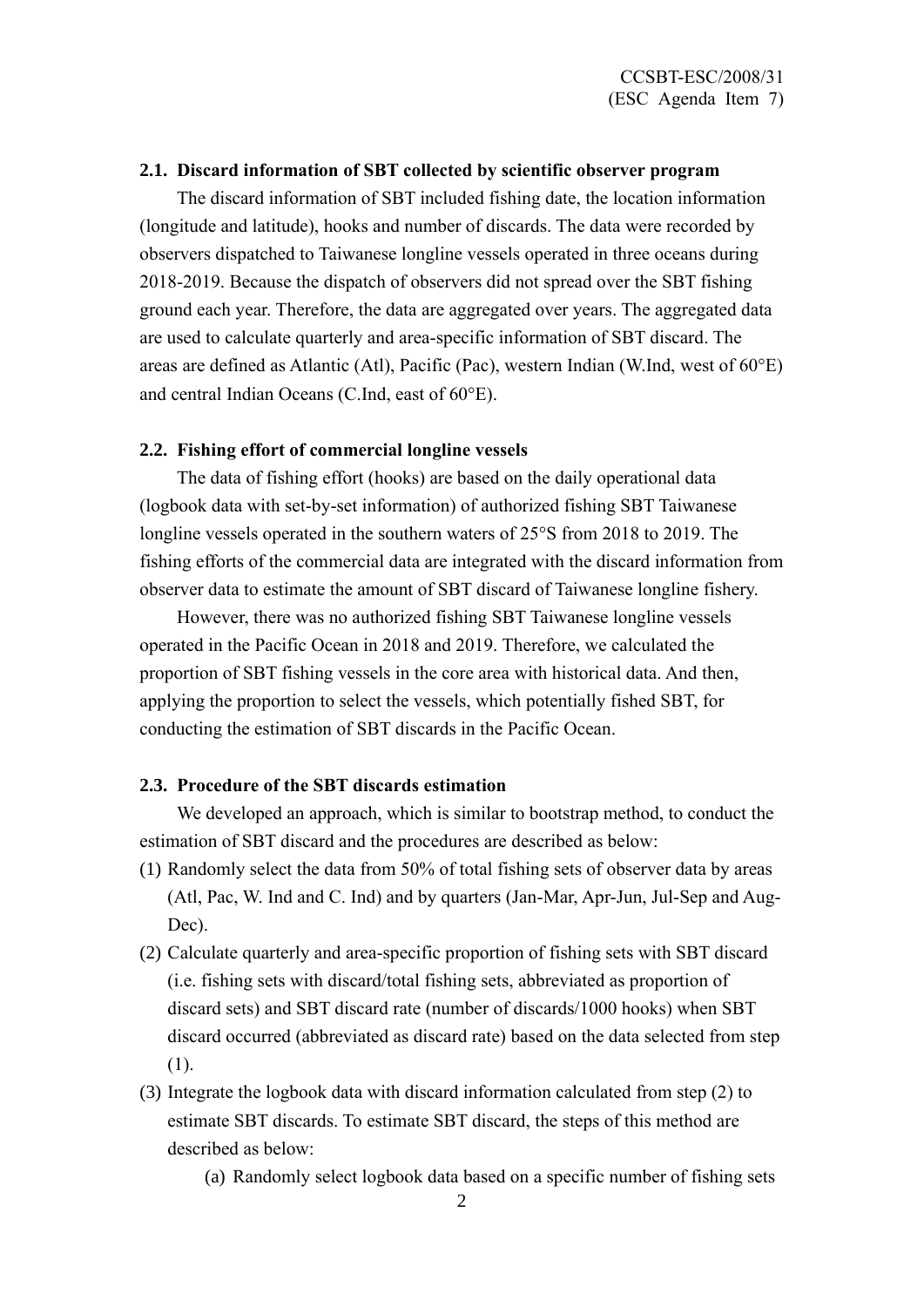### 2.1. Discard information of SBT collected by scientific observer program

The discard information of SBT included fishing date, the location information (longitude and latitude), hooks and number of discards. The data were recorded by observers dispatched to Taiwanese longline vessels operated in three oceans during 2018-2019. Because the dispatch of observers did not spread over the SBT fishing ground each year. Therefore, the data are aggregated over years. The aggregated data are used to calculate quarterly and area-specific information of SBT discard. The areas are defined as Atlantic (Atl), Pacific (Pac), western Indian (W.Ind, west of 60°E) and central Indian Oceans (C.Ind, east of 60°E).

### 2.2. Fishing effort of commercial longline vessels

The data of fishing effort (hooks) are based on the daily operational data (logbook data with set-by-set information) of authorized fishing SBT Taiwanese longline vessels operated in the southern waters of 25°S from 2018 to 2019. The fishing efforts of the commercial data are integrated with the discard information from observer data to estimate the amount of SBT discard of Taiwanese longline fishery.

However, there was no authorized fishing SBT Taiwanese longline vessels operated in the Pacific Ocean in 2018 and 2019. Therefore, we calculated the proportion of SBT fishing vessels in the core area with historical data. And then, applying the proportion to select the vessels, which potentially fished SBT, for conducting the estimation of SBT discards in the Pacific Ocean.

### 2.3. Procedure of the SBT discards estimation

We developed an approach, which is similar to bootstrap method, to conduct the estimation of SBT discard and the procedures are described as below:

(1) Randomly select the data from 50% of total fishing sets of observer data by areas (Atl, Pac, W. Ind and C. Ind) and by quarters (Jan-Mar, Apr-Jun, Jul-Sep and Aug-Dec).

(2) Calculate quarterly and area-specific proportion of fishing sets with SBT discard (i.e. fishing sets with discard/total fishing sets, abbreviated as proportion of discard sets) and SBT discard rate (number of discards/1000 hooks) when SBT discard occurred (abbreviated as discard rate) based on the data selected from step (1).

(3) Integrate the logbook data with discard information calculated from step (2) to estimate SBT discards. To estimate SBT discard, the steps of this method are described as below:

    (a) Randomly select logbook data based on a specific number of fishing sets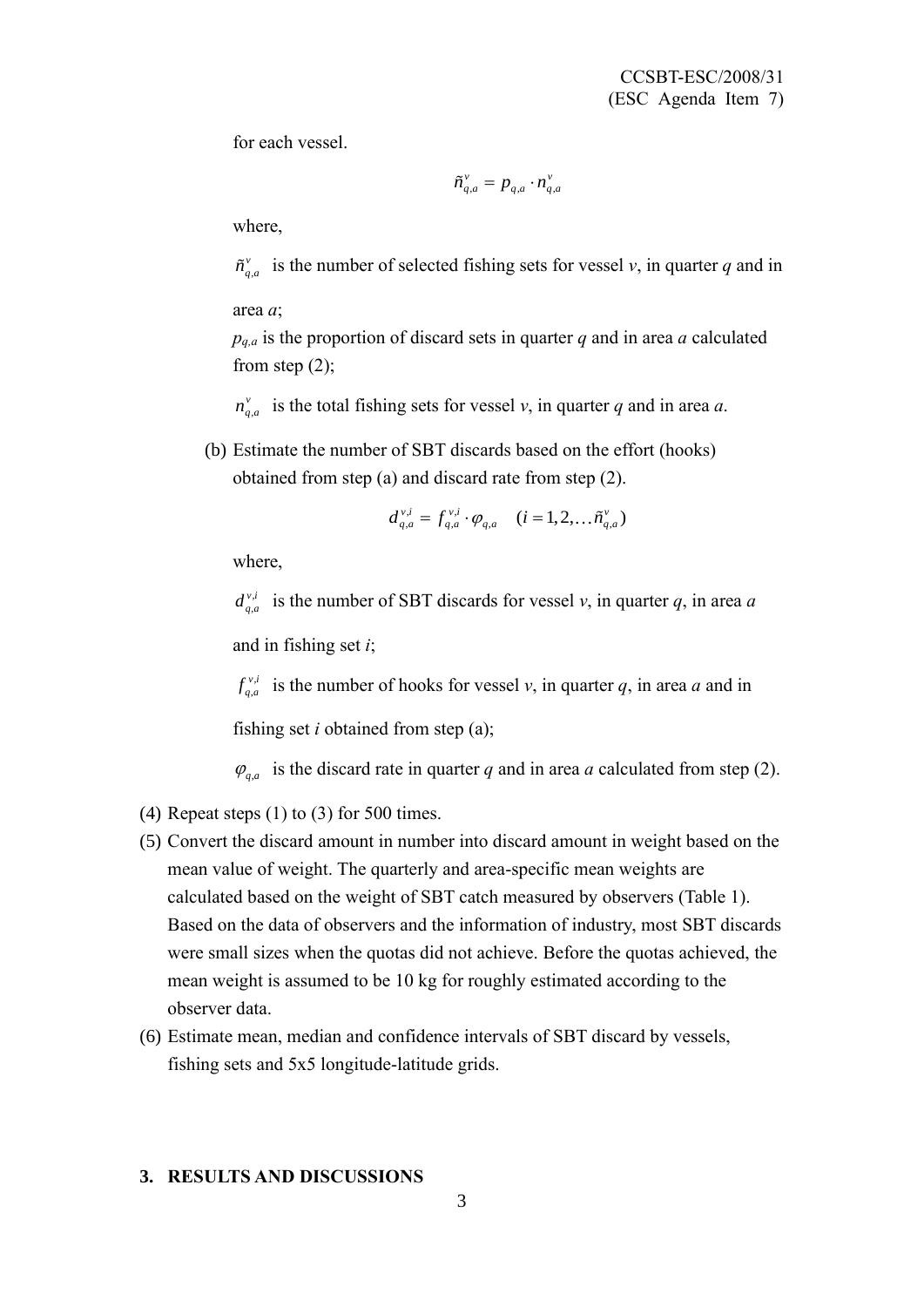for each vessel.

$$\tilde{n}_{q,a}^{v} = p_{q,a} \cdot n_{q,a}^{v}$$

where,

$\tilde{n}_{q,a}^{v}$ is the number of selected fishing sets for vessel *v*, in quarter *q* and in area *a*;

$p_{q,a}$ is the proportion of discard sets in quarter *q* and in area *a* calculated from step (2);

$n_{q,a}^{v}$ is the total fishing sets for vessel *v*, in quarter *q* and in area *a*.

(b) Estimate the number of SBT discards based on the effort (hooks) obtained from step (a) and discard rate from step (2).

$$d_{q,a}^{v,i} = f_{q,a}^{v,i} \cdot \varphi_{q,a} \quad (i = 1, 2, \ldots \tilde{n}_{q,a}^{v})$$

where,

$d_{q,a}^{v,i}$ is the number of SBT discards for vessel *v*, in quarter *q*, in area *a* and in fishing set *i*;

$f_{q,a}^{v,i}$ is the number of hooks for vessel *v*, in quarter *q*, in area *a* and in fishing set *i* obtained from step (a);

$\varphi_{q,a}$ is the discard rate in quarter *q* and in area *a* calculated from step (2).

(4) Repeat steps (1) to (3) for 500 times.

(5) Convert the discard amount in number into discard amount in weight based on the mean value of weight. The quarterly and area-specific mean weights are calculated based on the weight of SBT catch measured by observers (Table 1). Based on the data of observers and the information of industry, most SBT discards were small sizes when the quotas did not achieve. Before the quotas achieved, the mean weight is assumed to be 10 kg for roughly estimated according to the observer data.

(6) Estimate mean, median and confidence intervals of SBT discard by vessels, fishing sets and 5x5 longitude-latitude grids.

## 3. RESULTS AND DISCUSSIONS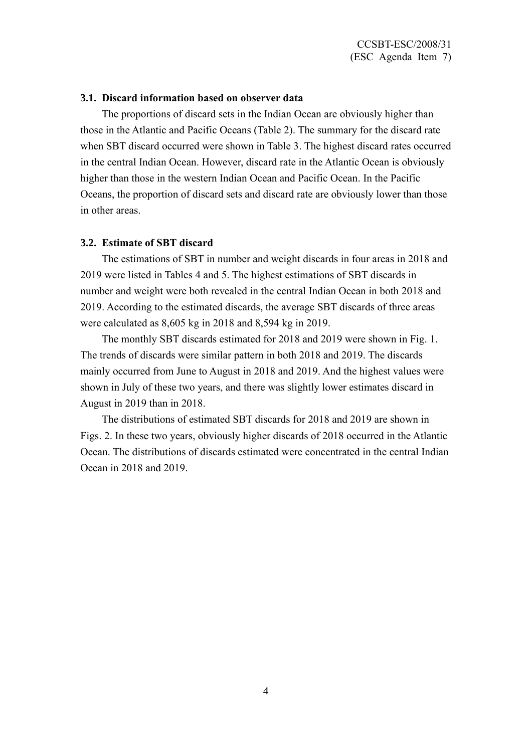### 3.1. Discard information based on observer data

The proportions of discard sets in the Indian Ocean are obviously higher than those in the Atlantic and Pacific Oceans (Table 2). The summary for the discard rate when SBT discard occurred were shown in Table 3. The highest discard rates occurred in the central Indian Ocean. However, discard rate in the Atlantic Ocean is obviously higher than those in the western Indian Ocean and Pacific Ocean. In the Pacific Oceans, the proportion of discard sets and discard rate are obviously lower than those in other areas.

### 3.2. Estimate of SBT discard

The estimations of SBT in number and weight discards in four areas in 2018 and 2019 were listed in Tables 4 and 5. The highest estimations of SBT discards in number and weight were both revealed in the central Indian Ocean in both 2018 and 2019. According to the estimated discards, the average SBT discards of three areas were calculated as 8,605 kg in 2018 and 8,594 kg in 2019.

The monthly SBT discards estimated for 2018 and 2019 were shown in Fig. 1. The trends of discards were similar pattern in both 2018 and 2019. The discards mainly occurred from June to August in 2018 and 2019. And the highest values were shown in July of these two years, and there was slightly lower estimates discard in August in 2019 than in 2018.

The distributions of estimated SBT discards for 2018 and 2019 are shown in Figs. 2. In these two years, obviously higher discards of 2018 occurred in the Atlantic Ocean. The distributions of discards estimated were concentrated in the central Indian Ocean in 2018 and 2019.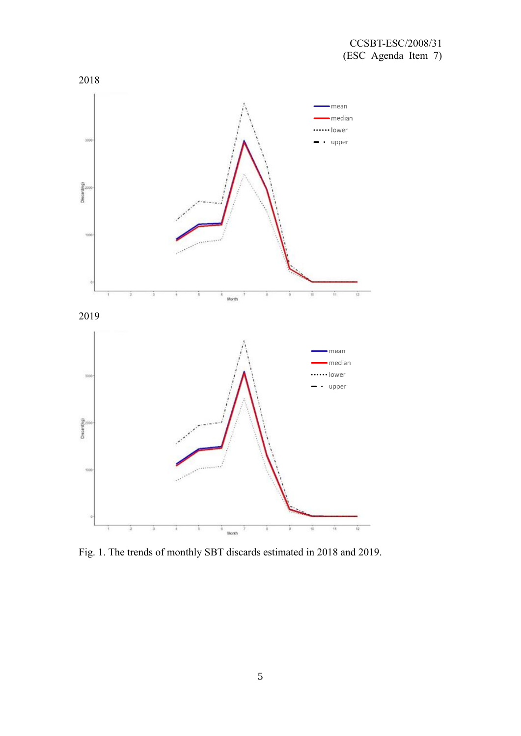2018

2019

Fig. 1. The trends of monthly SBT discards estimated in 2018 and 2019.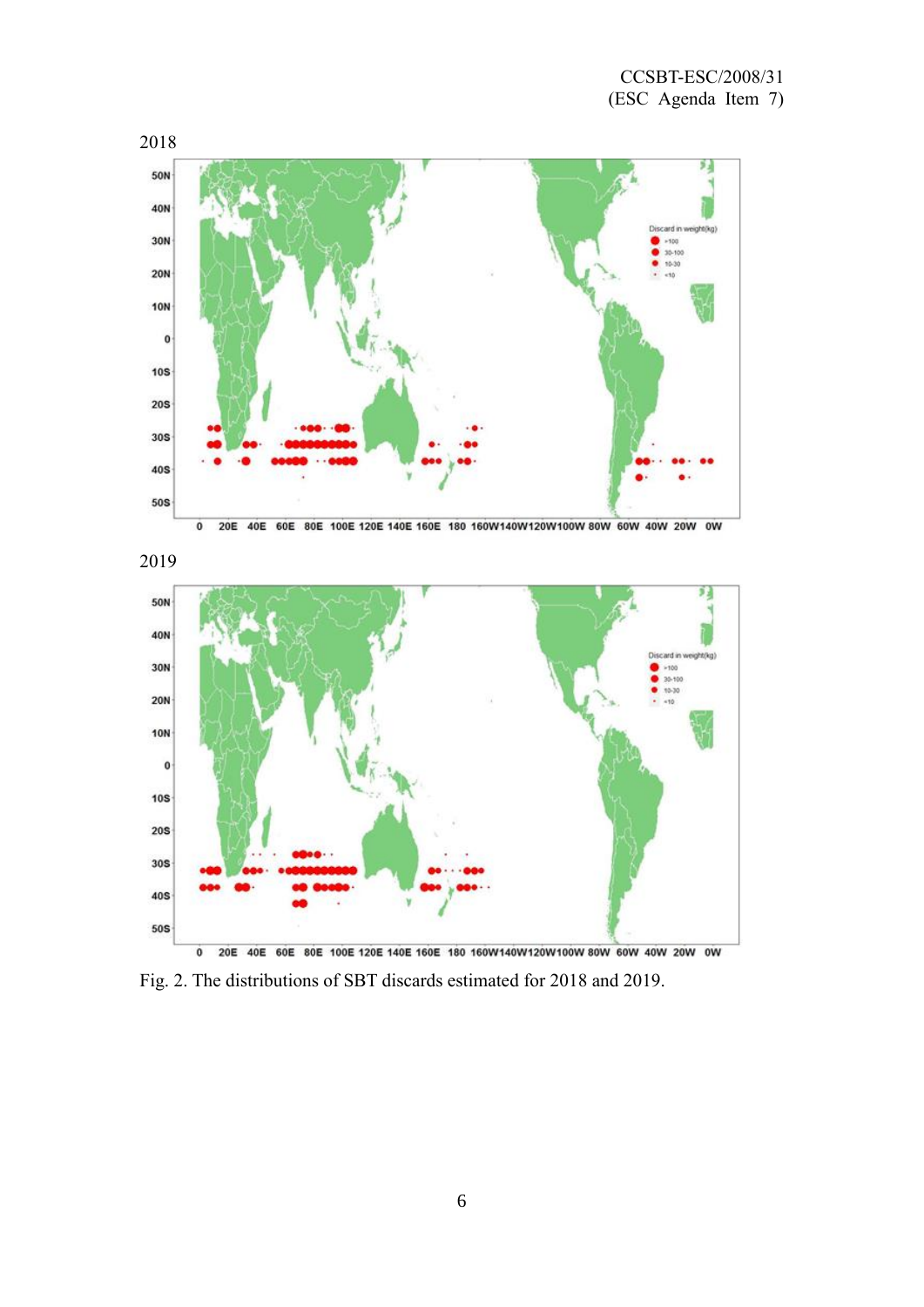2018

2019

Fig. 2. The distributions of SBT discards estimated for 2018 and 2019.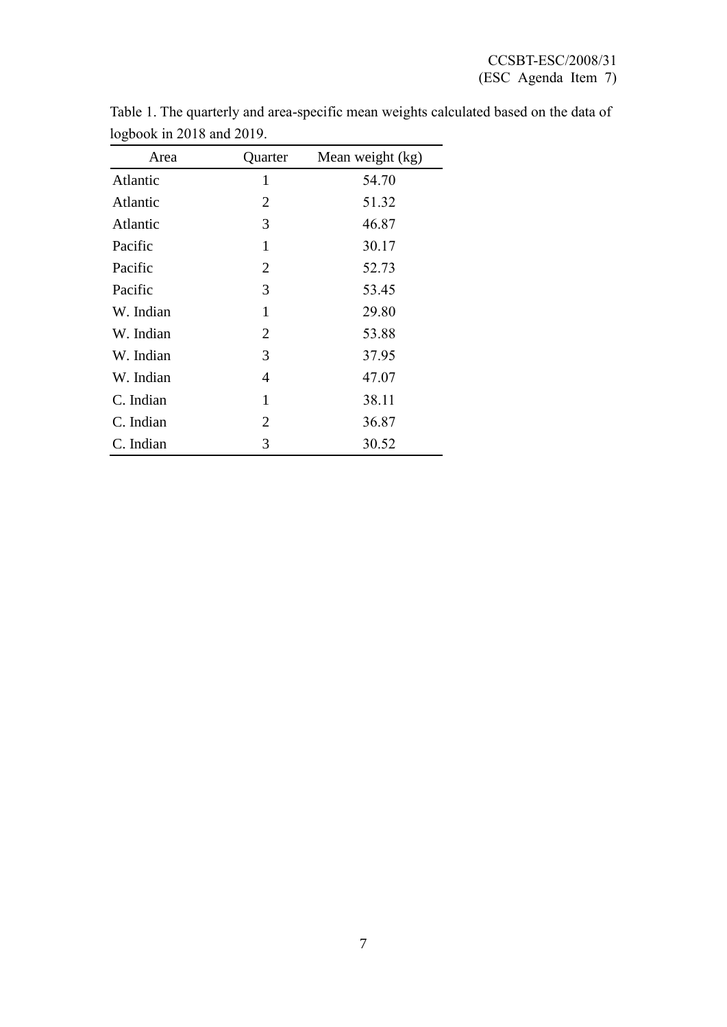Table 1. The quarterly and area-specific mean weights calculated based on the data of logbook in 2018 and 2019.

| Area | Quarter | Mean weight (kg) |
|---|---|---|
| Atlantic | 1 | 54.70 |
| Atlantic | 2 | 51.32 |
| Atlantic | 3 | 46.87 |
| Pacific | 1 | 30.17 |
| Pacific | 2 | 52.73 |
| Pacific | 3 | 53.45 |
| W. Indian | 1 | 29.80 |
| W. Indian | 2 | 53.88 |
| W. Indian | 3 | 37.95 |
| W. Indian | 4 | 47.07 |
| C. Indian | 1 | 38.11 |
| C. Indian | 2 | 36.87 |
| C. Indian | 3 | 30.52 |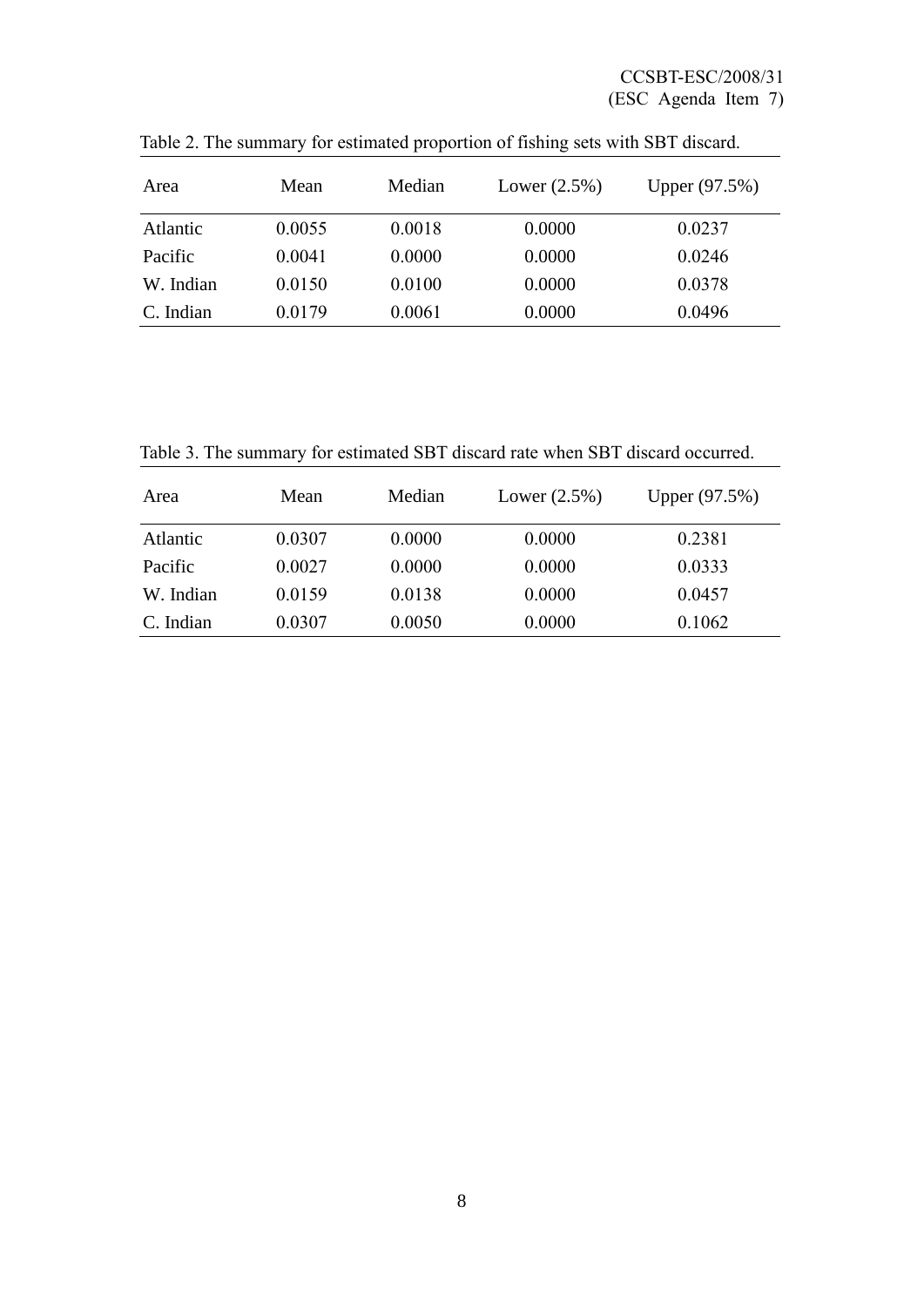Table 2. The summary for estimated proportion of fishing sets with SBT discard.

| Area | Mean | Median | Lower (2.5%) | Upper (97.5%) |
|---|---|---|---|---|
| Atlantic | 0.0055 | 0.0018 | 0.0000 | 0.0237 |
| Pacific | 0.0041 | 0.0000 | 0.0000 | 0.0246 |
| W. Indian | 0.0150 | 0.0100 | 0.0000 | 0.0378 |
| C. Indian | 0.0179 | 0.0061 | 0.0000 | 0.0496 |

Table 3. The summary for estimated SBT discard rate when SBT discard occurred.

| Area | Mean | Median | Lower (2.5%) | Upper (97.5%) |
|---|---|---|---|---|
| Atlantic | 0.0307 | 0.0000 | 0.0000 | 0.2381 |
| Pacific | 0.0027 | 0.0000 | 0.0000 | 0.0333 |
| W. Indian | 0.0159 | 0.0138 | 0.0000 | 0.0457 |
| C. Indian | 0.0307 | 0.0050 | 0.0000 | 0.1062 |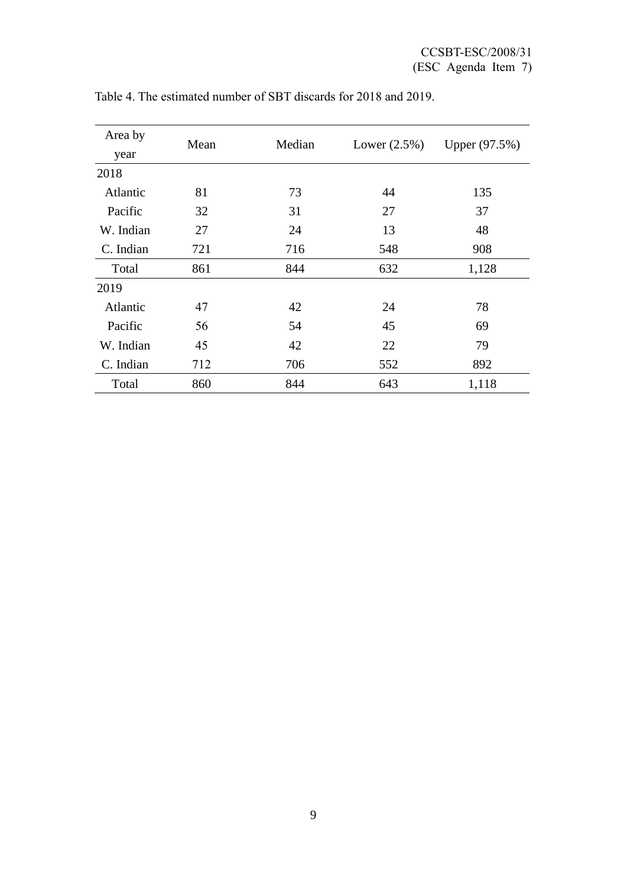Table 4. The estimated number of SBT discards for 2018 and 2019.

| Area by year | Mean | Median | Lower (2.5%) | Upper (97.5%) |
|---|---|---|---|---|
| 2018 | | | | |
| Atlantic | 81 | 73 | 44 | 135 |
| Pacific | 32 | 31 | 27 | 37 |
| W. Indian | 27 | 24 | 13 | 48 |
| C. Indian | 721 | 716 | 548 | 908 |
| Total | 861 | 844 | 632 | 1,128 |
| 2019 | | | | |
| Atlantic | 47 | 42 | 24 | 78 |
| Pacific | 56 | 54 | 45 | 69 |
| W. Indian | 45 | 42 | 22 | 79 |
| C. Indian | 712 | 706 | 552 | 892 |
| Total | 860 | 844 | 643 | 1,118 |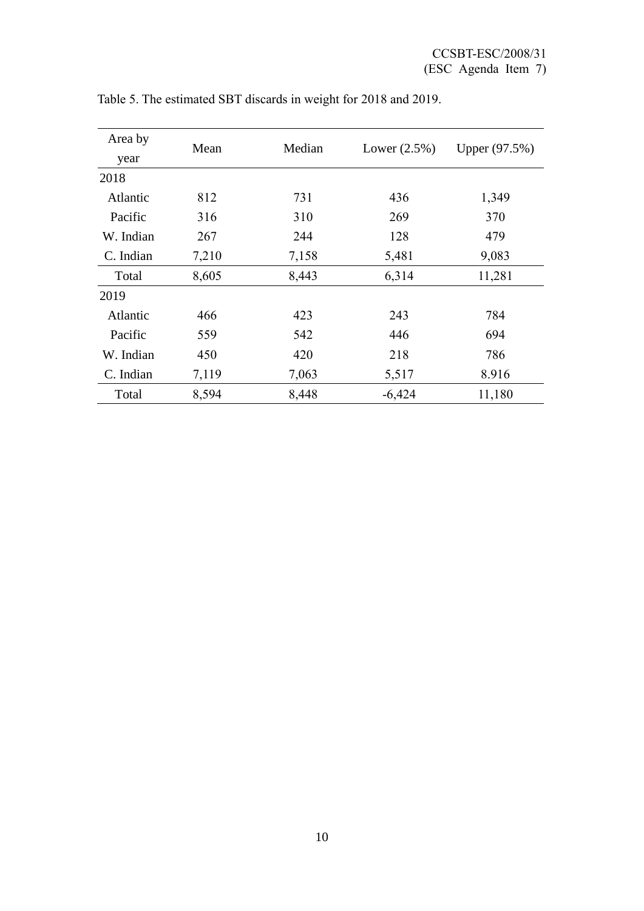Table 5. The estimated SBT discards in weight for 2018 and 2019.

| Area by year | Mean | Median | Lower (2.5%) | Upper (97.5%) |
|---|---|---|---|---|
| 2018 | | | | |
| Atlantic | 812 | 731 | 436 | 1,349 |
| Pacific | 316 | 310 | 269 | 370 |
| W. Indian | 267 | 244 | 128 | 479 |
| C. Indian | 7,210 | 7,158 | 5,481 | 9,083 |
| Total | 8,605 | 8,443 | 6,314 | 11,281 |
| 2019 | | | | |
| Atlantic | 466 | 423 | 243 | 784 |
| Pacific | 559 | 542 | 446 | 694 |
| W. Indian | 450 | 420 | 218 | 786 |
| C. Indian | 7,119 | 7,063 | 5,517 | 8.916 |
| Total | 8,594 | 8,448 | -6,424 | 11,180 |